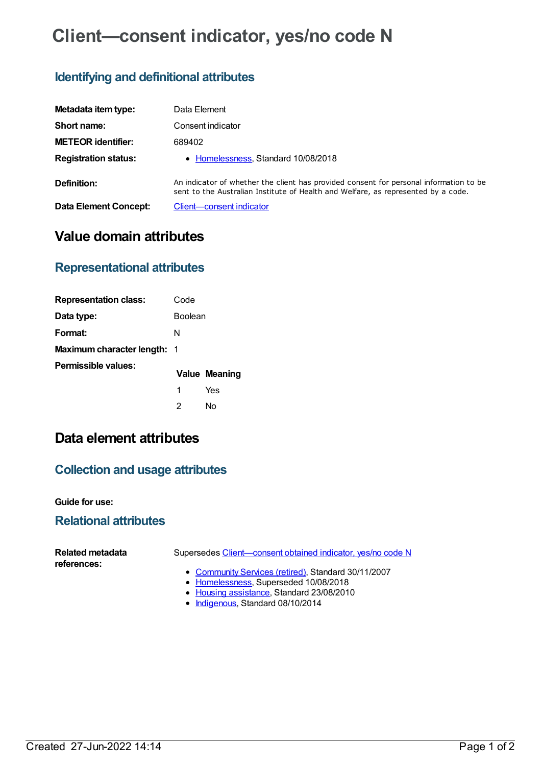# Client—consent indicator, yes/no code N

## Identifying and definitional attributes

| | |
|---|---|
| **Metadata item type:** | Data Element |
| **Short name:** | Consent indicator |
| **METEOR identifier:** | 689402 |
| **Registration status:** | • Homelessness, Standard 10/08/2018 |
| **Definition:** | An indicator of whether the client has provided consent for personal information to be sent to the Australian Institute of Health and Welfare, as represented by a code. |
| **Data Element Concept:** | Client—consent indicator |

# Value domain attributes

## Representational attributes

| | |
|---|---|
| **Representation class:** | Code |
| **Data type:** | Boolean |
| **Format:** | N |
| **Maximum character length:** | 1 |

**Permissible values:**

| Value | Meaning |
|---|---|
| 1 | Yes |
| 2 | No |

# Data element attributes

## Collection and usage attributes

**Guide for use:**

## Relational attributes

**Related metadata references:**

Supersedes Client—consent obtained indicator, yes/no code N

- Community Services (retired), Standard 30/11/2007
- Homelessness, Superseded 10/08/2018
- Housing assistance, Standard 23/08/2010
- Indigenous, Standard 08/10/2014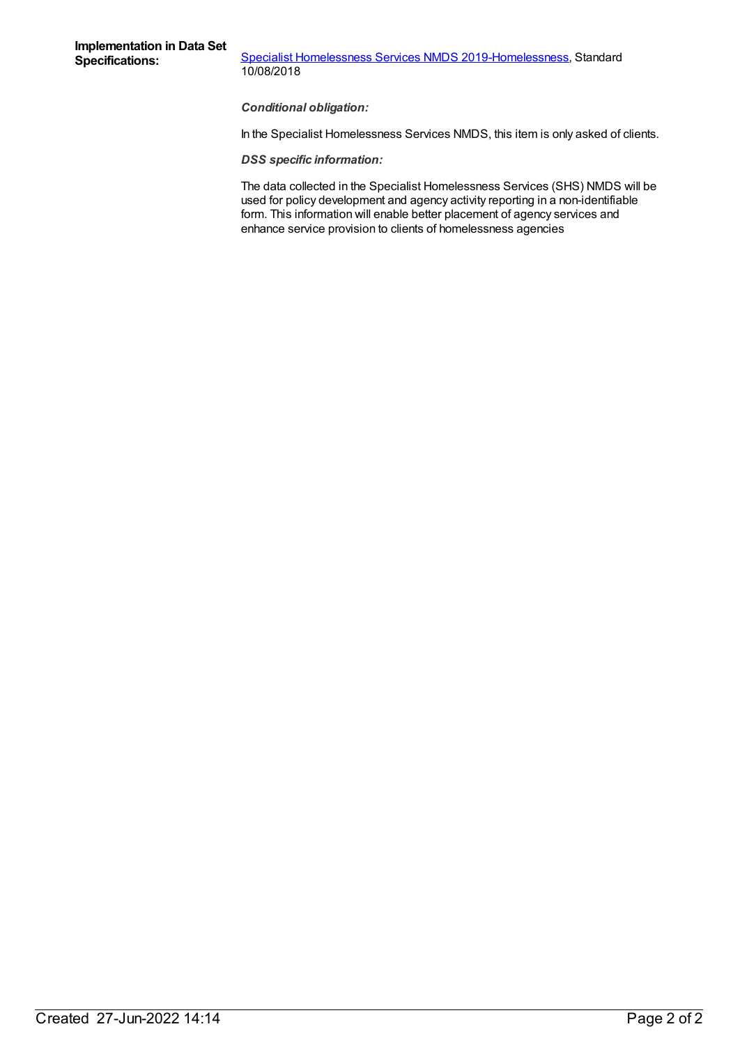**Implementation in Data Set Specifications:**

Specialist Homelessness Services NMDS 2019-Homelessness, Standard 10/08/2018

***Conditional obligation:***

In the Specialist Homelessness Services NMDS, this item is only asked of clients.

***DSS specific information:***

The data collected in the Specialist Homelessness Services (SHS) NMDS will be used for policy development and agency activity reporting in a non-identifiable form. This information will enable better placement of agency services and enhance service provision to clients of homelessness agencies